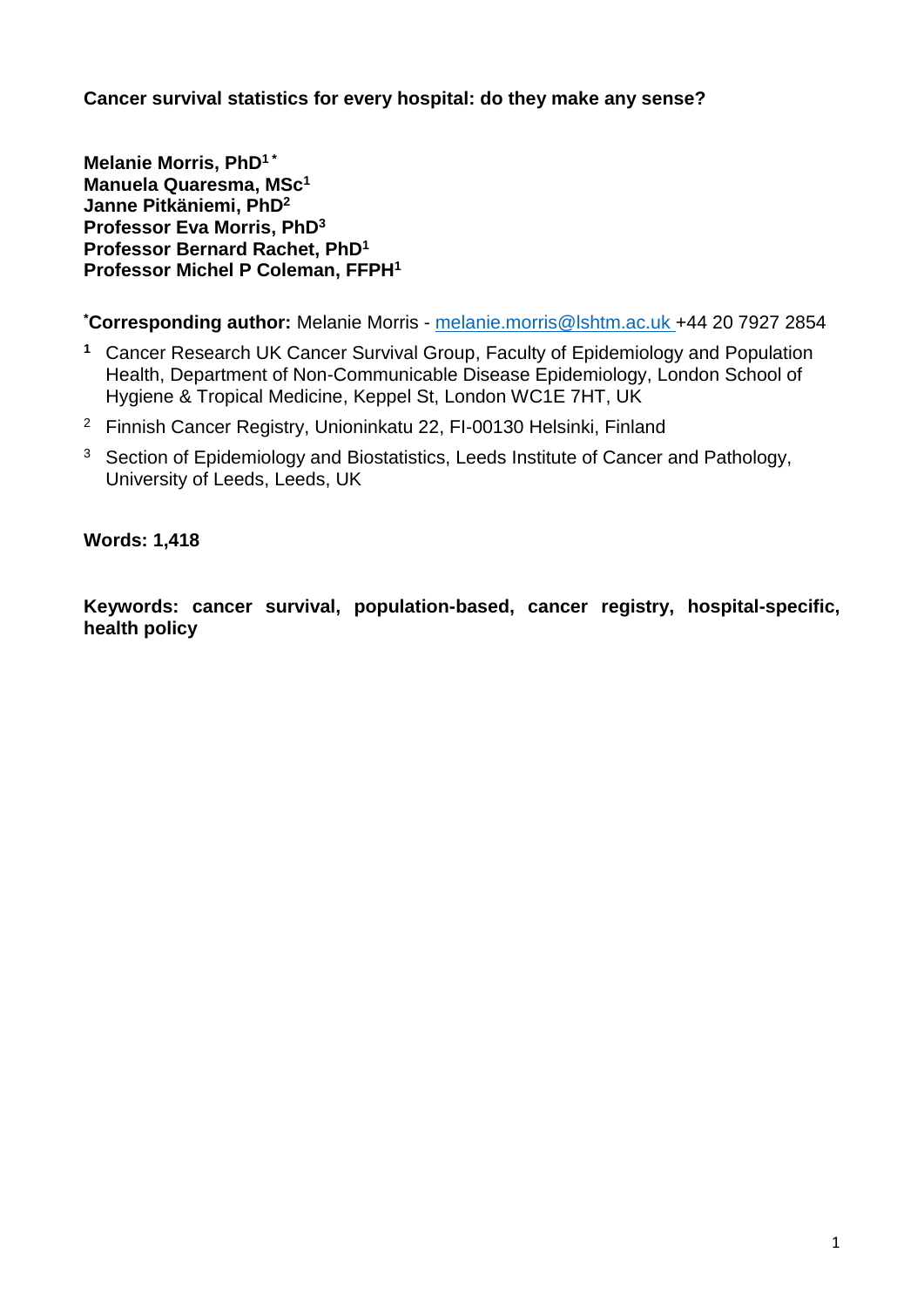**Cancer survival statistics for every hospital: do they make any sense?**

**Melanie Morris, PhD[1 *]**
**Manuela Quaresma, MSc[1]**
**Janne Pitkäniemi, PhD[2]**
**Professor Eva Morris, PhD[3]**
**Professor Bernard Rachet, PhD[1]**
**Professor Michel P Coleman, FFPH[1]**

[*]**Corresponding author:** Melanie Morris - melanie.morris@lshtm.ac.uk +44 20 7927 2854

[1] Cancer Research UK Cancer Survival Group, Faculty of Epidemiology and Population Health, Department of Non-Communicable Disease Epidemiology, London School of Hygiene & Tropical Medicine, Keppel St, London WC1E 7HT, UK

[2] Finnish Cancer Registry, Unioninkatu 22, FI-00130 Helsinki, Finland

[3] Section of Epidemiology and Biostatistics, Leeds Institute of Cancer and Pathology, University of Leeds, Leeds, UK

**Words: 1,418**

**Keywords: cancer survival, population-based, cancer registry, hospital-specific, health policy**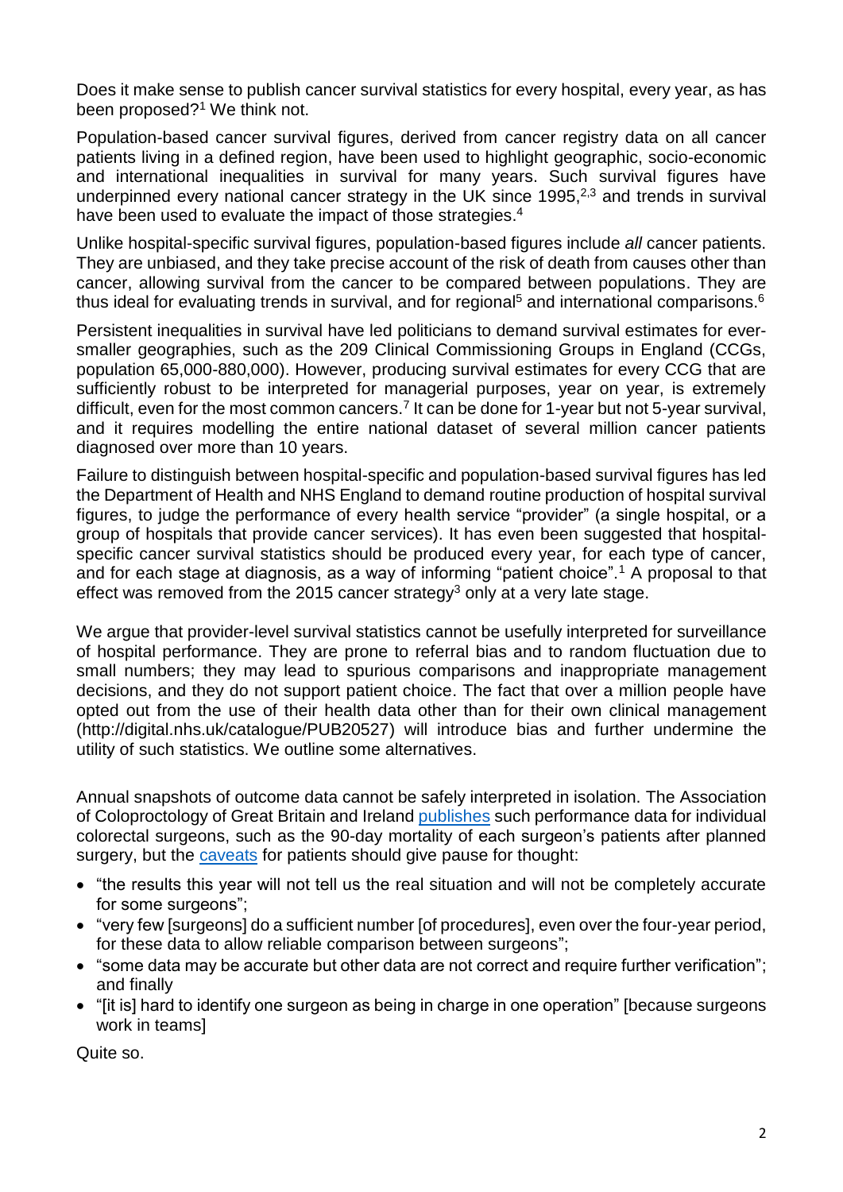Does it make sense to publish cancer survival statistics for every hospital, every year, as has been proposed?[1] We think not.

Population-based cancer survival figures, derived from cancer registry data on all cancer patients living in a defined region, have been used to highlight geographic, socio-economic and international inequalities in survival for many years. Such survival figures have underpinned every national cancer strategy in the UK since 1995,[2,3] and trends in survival have been used to evaluate the impact of those strategies.[4]

Unlike hospital-specific survival figures, population-based figures include *all* cancer patients. They are unbiased, and they take precise account of the risk of death from causes other than cancer, allowing survival from the cancer to be compared between populations. They are thus ideal for evaluating trends in survival, and for regional[5] and international comparisons.[6]

Persistent inequalities in survival have led politicians to demand survival estimates for ever-smaller geographies, such as the 209 Clinical Commissioning Groups in England (CCGs, population 65,000-880,000). However, producing survival estimates for every CCG that are sufficiently robust to be interpreted for managerial purposes, year on year, is extremely difficult, even for the most common cancers.[7] It can be done for 1-year but not 5-year survival, and it requires modelling the entire national dataset of several million cancer patients diagnosed over more than 10 years.

Failure to distinguish between hospital-specific and population-based survival figures has led the Department of Health and NHS England to demand routine production of hospital survival figures, to judge the performance of every health service "provider" (a single hospital, or a group of hospitals that provide cancer services). It has even been suggested that hospital-specific cancer survival statistics should be produced every year, for each type of cancer, and for each stage at diagnosis, as a way of informing "patient choice".[1] A proposal to that effect was removed from the 2015 cancer strategy[3] only at a very late stage.

We argue that provider-level survival statistics cannot be usefully interpreted for surveillance of hospital performance. They are prone to referral bias and to random fluctuation due to small numbers; they may lead to spurious comparisons and inappropriate management decisions, and they do not support patient choice. The fact that over a million people have opted out from the use of their health data other than for their own clinical management (http://digital.nhs.uk/catalogue/PUB20527) will introduce bias and further undermine the utility of such statistics. We outline some alternatives.

Annual snapshots of outcome data cannot be safely interpreted in isolation. The Association of Coloproctology of Great Britain and Ireland publishes such performance data for individual colorectal surgeons, such as the 90-day mortality of each surgeon's patients after planned surgery, but the caveats for patients should give pause for thought:

- "the results this year will not tell us the real situation and will not be completely accurate for some surgeons";
- "very few [surgeons] do a sufficient number [of procedures], even over the four-year period, for these data to allow reliable comparison between surgeons";
- "some data may be accurate but other data are not correct and require further verification"; and finally
- "[it is] hard to identify one surgeon as being in charge in one operation" [because surgeons work in teams]

Quite so.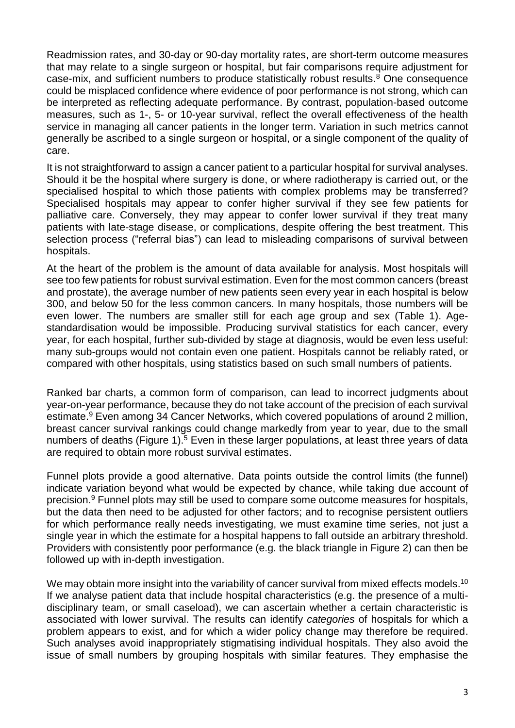Readmission rates, and 30-day or 90-day mortality rates, are short-term outcome measures that may relate to a single surgeon or hospital, but fair comparisons require adjustment for case-mix, and sufficient numbers to produce statistically robust results.[8] One consequence could be misplaced confidence where evidence of poor performance is not strong, which can be interpreted as reflecting adequate performance. By contrast, population-based outcome measures, such as 1-, 5- or 10-year survival, reflect the overall effectiveness of the health service in managing all cancer patients in the longer term. Variation in such metrics cannot generally be ascribed to a single surgeon or hospital, or a single component of the quality of care.

It is not straightforward to assign a cancer patient to a particular hospital for survival analyses. Should it be the hospital where surgery is done, or where radiotherapy is carried out, or the specialised hospital to which those patients with complex problems may be transferred? Specialised hospitals may appear to confer higher survival if they see few patients for palliative care. Conversely, they may appear to confer lower survival if they treat many patients with late-stage disease, or complications, despite offering the best treatment. This selection process ("referral bias") can lead to misleading comparisons of survival between hospitals.

At the heart of the problem is the amount of data available for analysis. Most hospitals will see too few patients for robust survival estimation. Even for the most common cancers (breast and prostate), the average number of new patients seen every year in each hospital is below 300, and below 50 for the less common cancers. In many hospitals, those numbers will be even lower. The numbers are smaller still for each age group and sex (Table 1). Age-standardisation would be impossible. Producing survival statistics for each cancer, every year, for each hospital, further sub-divided by stage at diagnosis, would be even less useful: many sub-groups would not contain even one patient. Hospitals cannot be reliably rated, or compared with other hospitals, using statistics based on such small numbers of patients.

Ranked bar charts, a common form of comparison, can lead to incorrect judgments about year-on-year performance, because they do not take account of the precision of each survival estimate.[9] Even among 34 Cancer Networks, which covered populations of around 2 million, breast cancer survival rankings could change markedly from year to year, due to the small numbers of deaths (Figure 1).[5] Even in these larger populations, at least three years of data are required to obtain more robust survival estimates.

Funnel plots provide a good alternative. Data points outside the control limits (the funnel) indicate variation beyond what would be expected by chance, while taking due account of precision.[9] Funnel plots may still be used to compare some outcome measures for hospitals, but the data then need to be adjusted for other factors; and to recognise persistent outliers for which performance really needs investigating, we must examine time series, not just a single year in which the estimate for a hospital happens to fall outside an arbitrary threshold. Providers with consistently poor performance (e.g. the black triangle in Figure 2) can then be followed up with in-depth investigation.

We may obtain more insight into the variability of cancer survival from mixed effects models.[10] If we analyse patient data that include hospital characteristics (e.g. the presence of a multi-disciplinary team, or small caseload), we can ascertain whether a certain characteristic is associated with lower survival. The results can identify *categories* of hospitals for which a problem appears to exist, and for which a wider policy change may therefore be required. Such analyses avoid inappropriately stigmatising individual hospitals. They also avoid the issue of small numbers by grouping hospitals with similar features. They emphasise the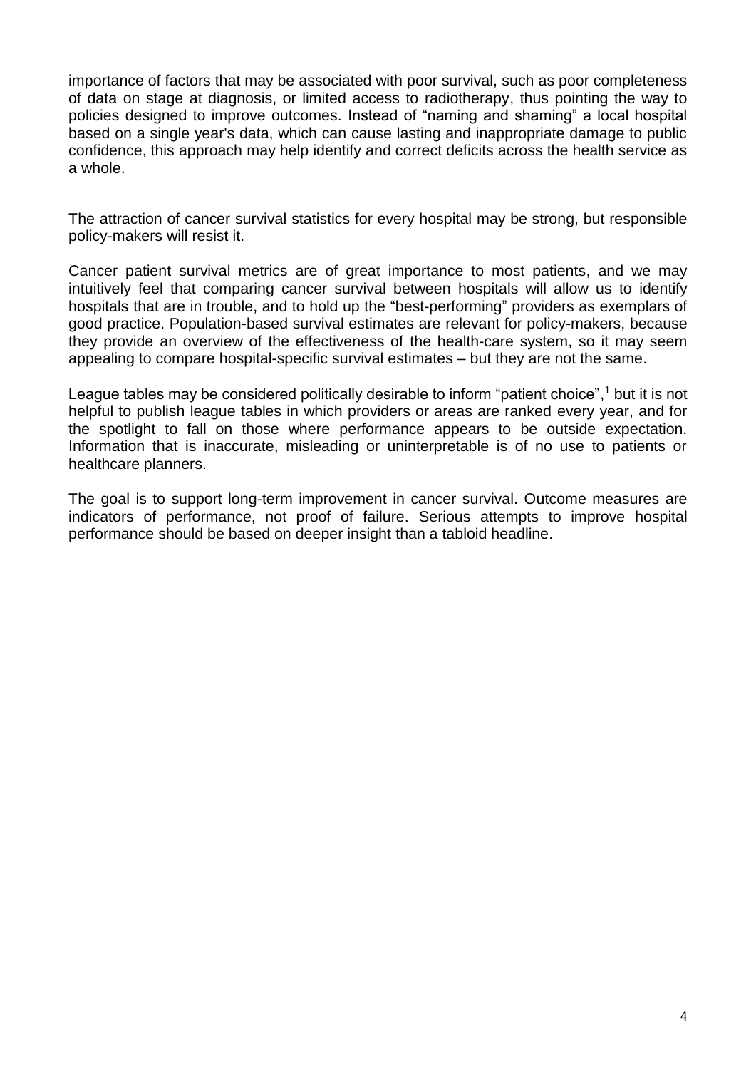importance of factors that may be associated with poor survival, such as poor completeness of data on stage at diagnosis, or limited access to radiotherapy, thus pointing the way to policies designed to improve outcomes. Instead of "naming and shaming" a local hospital based on a single year's data, which can cause lasting and inappropriate damage to public confidence, this approach may help identify and correct deficits across the health service as a whole.

The attraction of cancer survival statistics for every hospital may be strong, but responsible policy-makers will resist it.

Cancer patient survival metrics are of great importance to most patients, and we may intuitively feel that comparing cancer survival between hospitals will allow us to identify hospitals that are in trouble, and to hold up the "best-performing" providers as exemplars of good practice. Population-based survival estimates are relevant for policy-makers, because they provide an overview of the effectiveness of the health-care system, so it may seem appealing to compare hospital-specific survival estimates – but they are not the same.

League tables may be considered politically desirable to inform "patient choice",[1] but it is not helpful to publish league tables in which providers or areas are ranked every year, and for the spotlight to fall on those where performance appears to be outside expectation. Information that is inaccurate, misleading or uninterpretable is of no use to patients or healthcare planners.

The goal is to support long-term improvement in cancer survival. Outcome measures are indicators of performance, not proof of failure. Serious attempts to improve hospital performance should be based on deeper insight than a tabloid headline.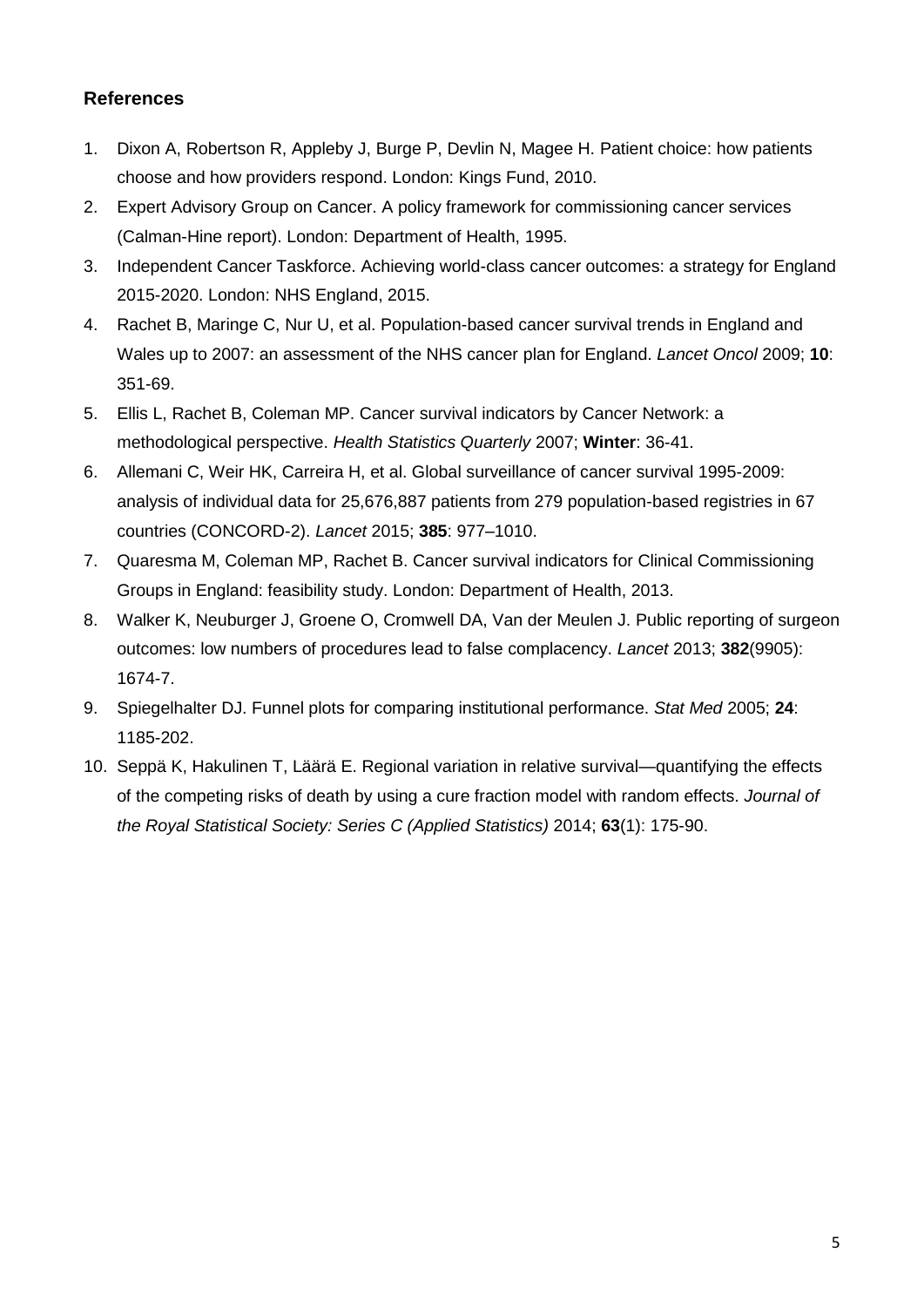## References

1. Dixon A, Robertson R, Appleby J, Burge P, Devlin N, Magee H. Patient choice: how patients choose and how providers respond. London: Kings Fund, 2010.
2. Expert Advisory Group on Cancer. A policy framework for commissioning cancer services (Calman-Hine report). London: Department of Health, 1995.
3. Independent Cancer Taskforce. Achieving world-class cancer outcomes: a strategy for England 2015-2020. London: NHS England, 2015.
4. Rachet B, Maringe C, Nur U, et al. Population-based cancer survival trends in England and Wales up to 2007: an assessment of the NHS cancer plan for England. *Lancet Oncol* 2009; **10**: 351-69.
5. Ellis L, Rachet B, Coleman MP. Cancer survival indicators by Cancer Network: a methodological perspective. *Health Statistics Quarterly* 2007; **Winter**: 36-41.
6. Allemani C, Weir HK, Carreira H, et al. Global surveillance of cancer survival 1995-2009: analysis of individual data for 25,676,887 patients from 279 population-based registries in 67 countries (CONCORD-2). *Lancet* 2015; **385**: 977–1010.
7. Quaresma M, Coleman MP, Rachet B. Cancer survival indicators for Clinical Commissioning Groups in England: feasibility study. London: Department of Health, 2013.
8. Walker K, Neuburger J, Groene O, Cromwell DA, Van der Meulen J. Public reporting of surgeon outcomes: low numbers of procedures lead to false complacency. *Lancet* 2013; **382**(9905): 1674-7.
9. Spiegelhalter DJ. Funnel plots for comparing institutional performance. *Stat Med* 2005; **24**: 1185-202.
10. Seppä K, Hakulinen T, Läärä E. Regional variation in relative survival—quantifying the effects of the competing risks of death by using a cure fraction model with random effects. *Journal of the Royal Statistical Society: Series C (Applied Statistics)* 2014; **63**(1): 175-90.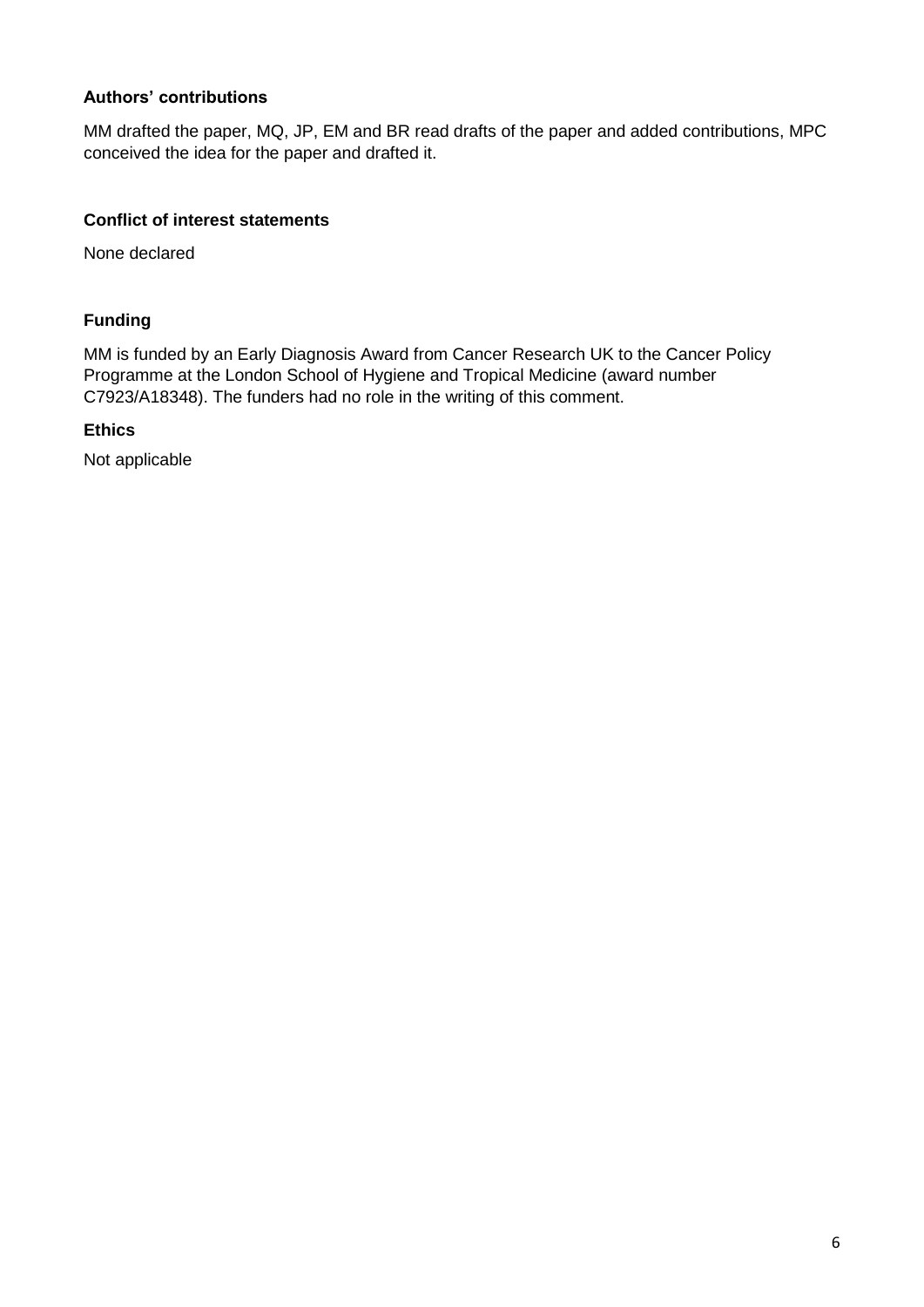**Authors' contributions**

MM drafted the paper, MQ, JP, EM and BR read drafts of the paper and added contributions, MPC conceived the idea for the paper and drafted it.

**Conflict of interest statements**

None declared

**Funding**

MM is funded by an Early Diagnosis Award from Cancer Research UK to the Cancer Policy Programme at the London School of Hygiene and Tropical Medicine (award number C7923/A18348). The funders had no role in the writing of this comment.

**Ethics**

Not applicable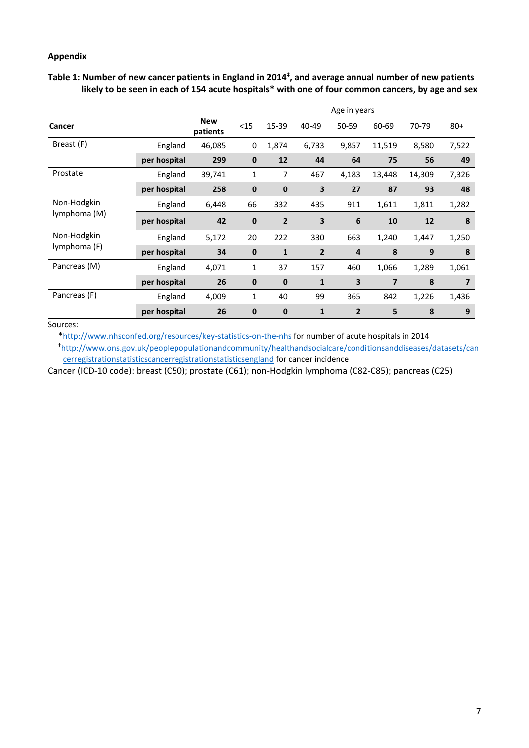## Appendix

**Table 1: Number of new cancer patients in England in 2014‡, and average annual number of new patients likely to be seen in each of 154 acute hospitals\* with one of four common cancers, by age and sex**

| Cancer | | New patients | Age in years | | | | | | |
|---|---|---|---|---|---|---|---|---|---|
| | | | <15 | 15-39 | 40-49 | 50-59 | 60-69 | 70-79 | 80+ |
| Breast (F) | England | 46,085 | 0 | 1,874 | 6,733 | 9,857 | 11,519 | 8,580 | 7,522 |
| | **per hospital** | **299** | **0** | **12** | **44** | **64** | **75** | **56** | **49** |
| Prostate | England | 39,741 | 1 | 7 | 467 | 4,183 | 13,448 | 14,309 | 7,326 |
| | **per hospital** | **258** | **0** | **0** | **3** | **27** | **87** | **93** | **48** |
| Non-Hodgkin lymphoma (M) | England | 6,448 | 66 | 332 | 435 | 911 | 1,611 | 1,811 | 1,282 |
| | **per hospital** | **42** | **0** | **2** | **3** | **6** | **10** | **12** | **8** |
| Non-Hodgkin lymphoma (F) | England | 5,172 | 20 | 222 | 330 | 663 | 1,240 | 1,447 | 1,250 |
| | **per hospital** | **34** | **0** | **1** | **2** | **4** | **8** | **9** | **8** |
| Pancreas (M) | England | 4,071 | 1 | 37 | 157 | 460 | 1,066 | 1,289 | 1,061 |
| | **per hospital** | **26** | **0** | **0** | **1** | **3** | **7** | **8** | **7** |
| Pancreas (F) | England | 4,009 | 1 | 40 | 99 | 365 | 842 | 1,226 | 1,436 |
| | **per hospital** | **26** | **0** | **0** | **1** | **2** | **5** | **8** | **9** |

Sources:

\*http://www.nhsconfed.org/resources/key-statistics-on-the-nhs for number of acute hospitals in 2014

‡http://www.ons.gov.uk/peoplepopulationandcommunity/healthandsocialcare/conditionsanddiseases/datasets/cancerregistrationstatisticscancerregistrationstatisticsengland for cancer incidence

Cancer (ICD-10 code): breast (C50); prostate (C61); non-Hodgkin lymphoma (C82-C85); pancreas (C25)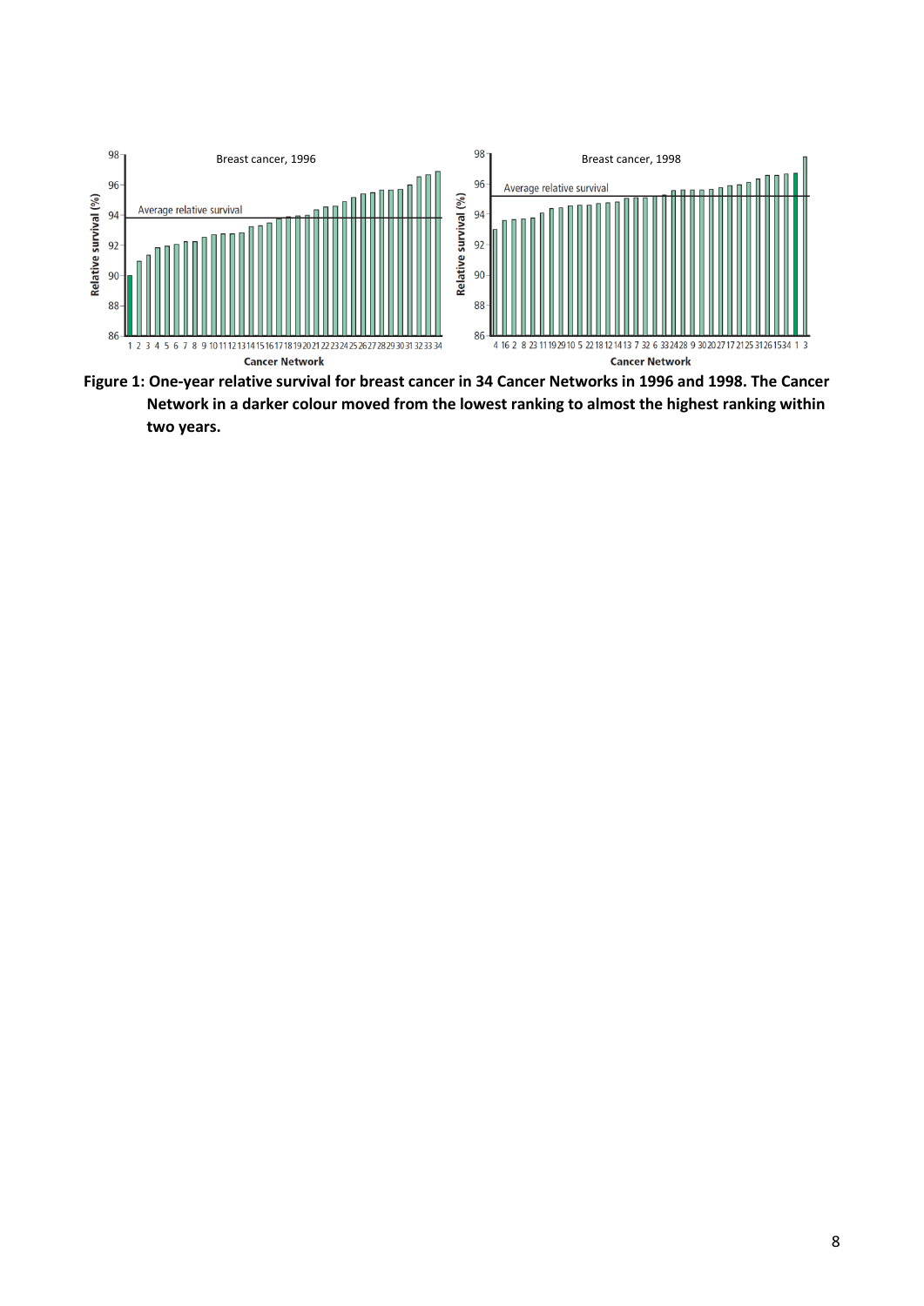**Figure 1: One-year relative survival for breast cancer in 34 Cancer Networks in 1996 and 1998. The Cancer Network in a darker colour moved from the lowest ranking to almost the highest ranking within two years.**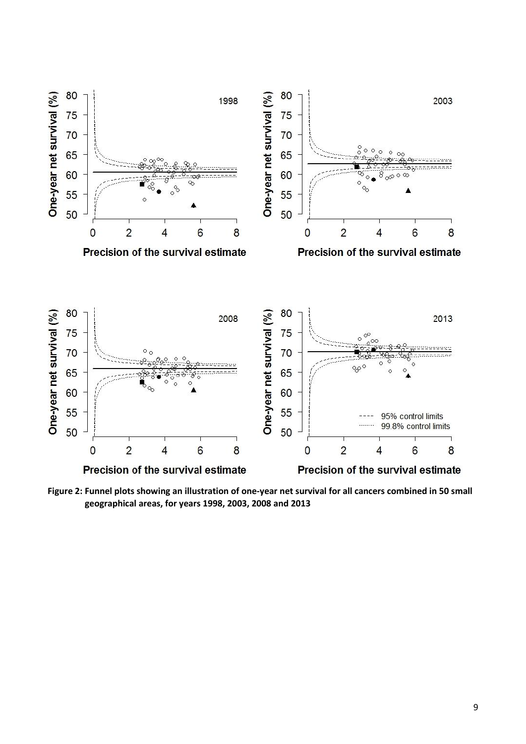1998

One-year net survival (%)

80
75
70
65
60
55
50

0 2 4 6 8

Precision of the survival estimate

2003

One-year net survival (%)

80
75
70
65
60
55
50

0 2 4 6 8

Precision of the survival estimate

2008

One-year net survival (%)

80
75
70
65
60
55
50

0 2 4 6 8

Precision of the survival estimate

2013

One-year net survival (%)

80
75
70
65
60
55
50

0 2 4 6 8

Precision of the survival estimate

95% control limits
99.8% control limits

**Figure 2: Funnel plots showing an illustration of one-year net survival for all cancers combined in 50 small geographical areas, for years 1998, 2003, 2008 and 2013**